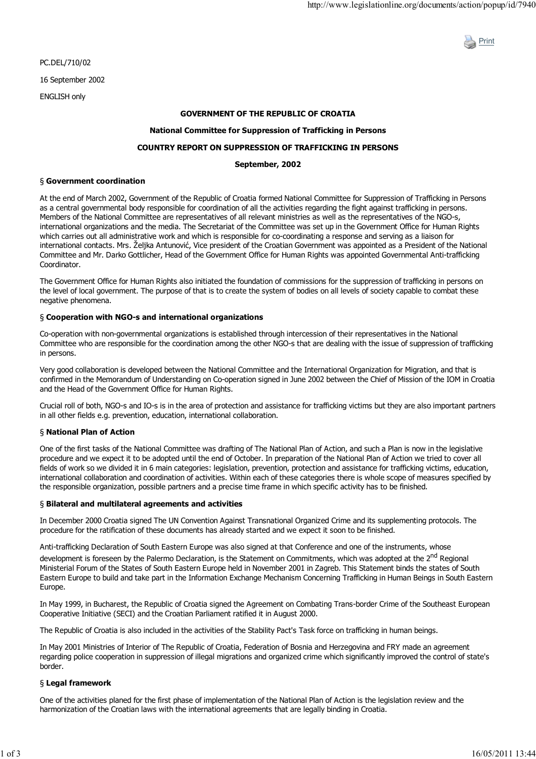PC.DEL/710/02

16 September 2002

ENGLISH only

**GOVERNMENT OF THE REPUBLIC OF CROATIA**

**National Committee for Suppression of Trafficking in Persons**

**COUNTRY REPORT ON SUPPRESSION OF TRAFFICKING IN PERSONS**

**September, 2002**

## § Government coordination

At the end of March 2002, Government of the Republic of Croatia formed National Committee for Suppression of Trafficking in Persons as a central governmental body responsible for coordination of all the activities regarding the fight against trafficking in persons. Members of the National Committee are representatives of all relevant ministries as well as the representatives of the NGO-s, international organizations and the media. The Secretariat of the Committee was set up in the Government Office for Human Rights which carries out all administrative work and which is responsible for co-coordinating a response and serving as a liaison for international contacts. Mrs. Željka Antunović, Vice president of the Croatian Government was appointed as a President of the National Committee and Mr. Darko Gottlicher, Head of the Government Office for Human Rights was appointed Governmental Anti-trafficking Coordinator.

The Government Office for Human Rights also initiated the foundation of commissions for the suppression of trafficking in persons on the level of local government. The purpose of that is to create the system of bodies on all levels of society capable to combat these negative phenomena.

## § Cooperation with NGO-s and international organizations

Co-operation with non-governmental organizations is established through intercession of their representatives in the National Committee who are responsible for the coordination among the other NGO-s that are dealing with the issue of suppression of trafficking in persons.

Very good collaboration is developed between the National Committee and the International Organization for Migration, and that is confirmed in the Memorandum of Understanding on Co-operation signed in June 2002 between the Chief of Mission of the IOM in Croatia and the Head of the Government Office for Human Rights.

Crucial roll of both, NGO-s and IO-s is in the area of protection and assistance for trafficking victims but they are also important partners in all other fields e.g. prevention, education, international collaboration.

## § National Plan of Action

One of the first tasks of the National Committee was drafting of The National Plan of Action, and such a Plan is now in the legislative procedure and we expect it to be adopted until the end of October. In preparation of the National Plan of Action we tried to cover all fields of work so we divided it in 6 main categories: legislation, prevention, protection and assistance for trafficking victims, education, international collaboration and coordination of activities. Within each of these categories there is whole scope of measures specified by the responsible organization, possible partners and a precise time frame in which specific activity has to be finished.

## § Bilateral and multilateral agreements and activities

In December 2000 Croatia signed The UN Convention Against Transnational Organized Crime and its supplementing protocols. The procedure for the ratification of these documents has already started and we expect it soon to be finished.

Anti-trafficking Declaration of South Eastern Europe was also signed at that Conference and one of the instruments, whose development is foreseen by the Palermo Declaration, is the Statement on Commitments, which was adopted at the 2nd Regional Ministerial Forum of the States of South Eastern Europe held in November 2001 in Zagreb. This Statement binds the states of South Eastern Europe to build and take part in the Information Exchange Mechanism Concerning Trafficking in Human Beings in South Eastern Europe.

In May 1999, in Bucharest, the Republic of Croatia signed the Agreement on Combating Trans-border Crime of the Southeast European Cooperative Initiative (SECI) and the Croatian Parliament ratified it in August 2000.

The Republic of Croatia is also included in the activities of the Stability Pact's Task force on trafficking in human beings.

In May 2001 Ministries of Interior of The Republic of Croatia, Federation of Bosnia and Herzegovina and FRY made an agreement regarding police cooperation in suppression of illegal migrations and organized crime which significantly improved the control of state's border.

## § Legal framework

One of the activities planed for the first phase of implementation of the National Plan of Action is the legislation review and the harmonization of the Croatian laws with the international agreements that are legally binding in Croatia.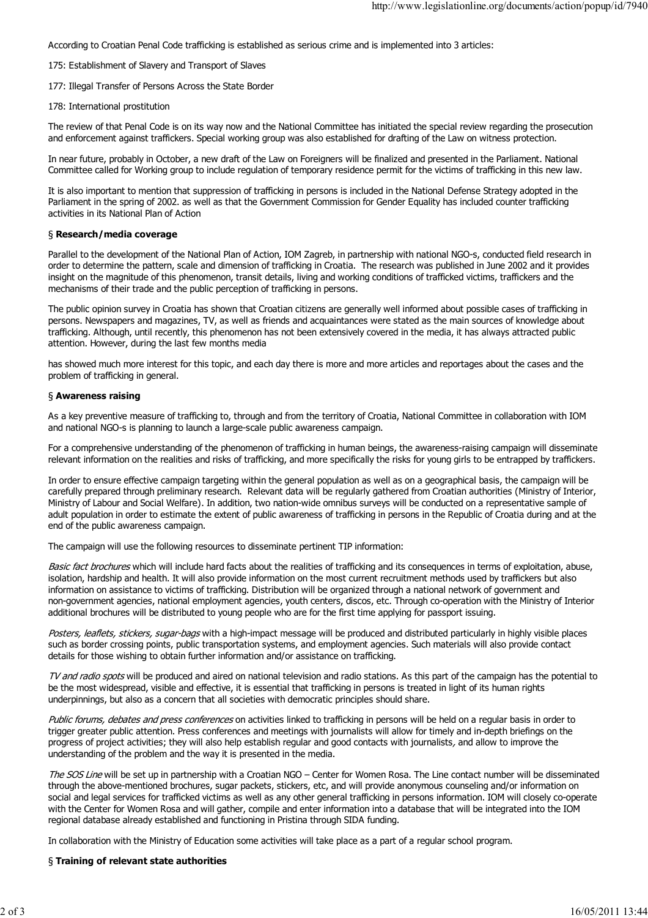According to Croatian Penal Code trafficking is established as serious crime and is implemented into 3 articles:

175: Establishment of Slavery and Transport of Slaves

177: Illegal Transfer of Persons Across the State Border

178: International prostitution

The review of that Penal Code is on its way now and the National Committee has initiated the special review regarding the prosecution and enforcement against traffickers. Special working group was also established for drafting of the Law on witness protection.

In near future, probably in October, a new draft of the Law on Foreigners will be finalized and presented in the Parliament. National Committee called for Working group to include regulation of temporary residence permit for the victims of trafficking in this new law.

It is also important to mention that suppression of trafficking in persons is included in the National Defense Strategy adopted in the Parliament in the spring of 2002. as well as that the Government Commission for Gender Equality has included counter trafficking activities in its National Plan of Action

§ **Research/media coverage**

Parallel to the development of the National Plan of Action, IOM Zagreb, in partnership with national NGO-s, conducted field research in order to determine the pattern, scale and dimension of trafficking in Croatia. The research was published in June 2002 and it provides insight on the magnitude of this phenomenon, transit details, living and working conditions of trafficked victims, traffickers and the mechanisms of their trade and the public perception of trafficking in persons.

The public opinion survey in Croatia has shown that Croatian citizens are generally well informed about possible cases of trafficking in persons. Newspapers and magazines, TV, as well as friends and acquaintances were stated as the main sources of knowledge about trafficking. Although, until recently, this phenomenon has not been extensively covered in the media, it has always attracted public attention. However, during the last few months media

has showed much more interest for this topic, and each day there is more and more articles and reportages about the cases and the problem of trafficking in general.

§ **Awareness raising**

As a key preventive measure of trafficking to, through and from the territory of Croatia, National Committee in collaboration with IOM and national NGO-s is planning to launch a large-scale public awareness campaign.

For a comprehensive understanding of the phenomenon of trafficking in human beings, the awareness-raising campaign will disseminate relevant information on the realities and risks of trafficking, and more specifically the risks for young girls to be entrapped by traffickers.

In order to ensure effective campaign targeting within the general population as well as on a geographical basis, the campaign will be carefully prepared through preliminary research. Relevant data will be regularly gathered from Croatian authorities (Ministry of Interior, Ministry of Labour and Social Welfare). In addition, two nation-wide omnibus surveys will be conducted on a representative sample of adult population in order to estimate the extent of public awareness of trafficking in persons in the Republic of Croatia during and at the end of the public awareness campaign.

The campaign will use the following resources to disseminate pertinent TIP information:

*Basic fact brochures* which will include hard facts about the realities of trafficking and its consequences in terms of exploitation, abuse, isolation, hardship and health. It will also provide information on the most current recruitment methods used by traffickers but also information on assistance to victims of trafficking. Distribution will be organized through a national network of government and non-government agencies, national employment agencies, youth centers, discos, etc. Through co-operation with the Ministry of Interior additional brochures will be distributed to young people who are for the first time applying for passport issuing.

*Posters, leaflets, stickers, sugar-bags* with a high-impact message will be produced and distributed particularly in highly visible places such as border crossing points, public transportation systems, and employment agencies. Such materials will also provide contact details for those wishing to obtain further information and/or assistance on trafficking.

*TV and radio spots* will be produced and aired on national television and radio stations. As this part of the campaign has the potential to be the most widespread, visible and effective, it is essential that trafficking in persons is treated in light of its human rights underpinnings, but also as a concern that all societies with democratic principles should share.

*Public forums, debates and press conferences* on activities linked to trafficking in persons will be held on a regular basis in order to trigger greater public attention. Press conferences and meetings with journalists will allow for timely and in-depth briefings on the progress of project activities; they will also help establish regular and good contacts with journalists, and allow to improve the understanding of the problem and the way it is presented in the media.

*The SOS Line* will be set up in partnership with a Croatian NGO – Center for Women Rosa. The Line contact number will be disseminated through the above-mentioned brochures, sugar packets, stickers, etc, and will provide anonymous counseling and/or information on social and legal services for trafficked victims as well as any other general trafficking in persons information. IOM will closely co-operate with the Center for Women Rosa and will gather, compile and enter information into a database that will be integrated into the IOM regional database already established and functioning in Pristina through SIDA funding.

In collaboration with the Ministry of Education some activities will take place as a part of a regular school program.

§ **Training of relevant state authorities**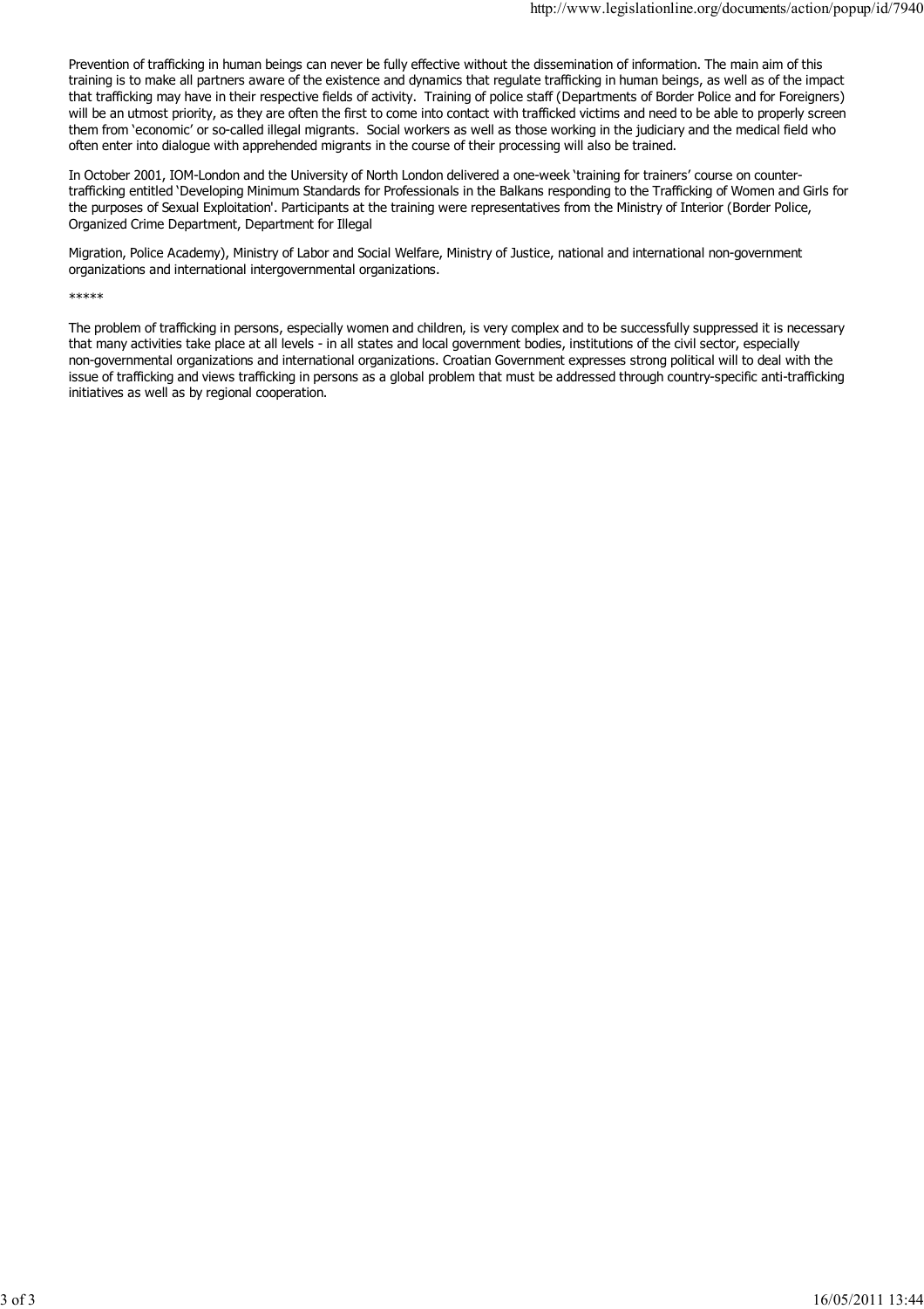Prevention of trafficking in human beings can never be fully effective without the dissemination of information. The main aim of this training is to make all partners aware of the existence and dynamics that regulate trafficking in human beings, as well as of the impact that trafficking may have in their respective fields of activity. Training of police staff (Departments of Border Police and for Foreigners) will be an utmost priority, as they are often the first to come into contact with trafficked victims and need to be able to properly screen them from 'economic' or so-called illegal migrants. Social workers as well as those working in the judiciary and the medical field who often enter into dialogue with apprehended migrants in the course of their processing will also be trained.

In October 2001, IOM-London and the University of North London delivered a one-week 'training for trainers' course on counter-trafficking entitled 'Developing Minimum Standards for Professionals in the Balkans responding to the Trafficking of Women and Girls for the purposes of Sexual Exploitation'. Participants at the training were representatives from the Ministry of Interior (Border Police, Organized Crime Department, Department for Illegal

Migration, Police Academy), Ministry of Labor and Social Welfare, Ministry of Justice, national and international non-government organizations and international intergovernmental organizations.

*****

The problem of trafficking in persons, especially women and children, is very complex and to be successfully suppressed it is necessary that many activities take place at all levels - in all states and local government bodies, institutions of the civil sector, especially non-governmental organizations and international organizations. Croatian Government expresses strong political will to deal with the issue of trafficking and views trafficking in persons as a global problem that must be addressed through country-specific anti-trafficking initiatives as well as by regional cooperation.